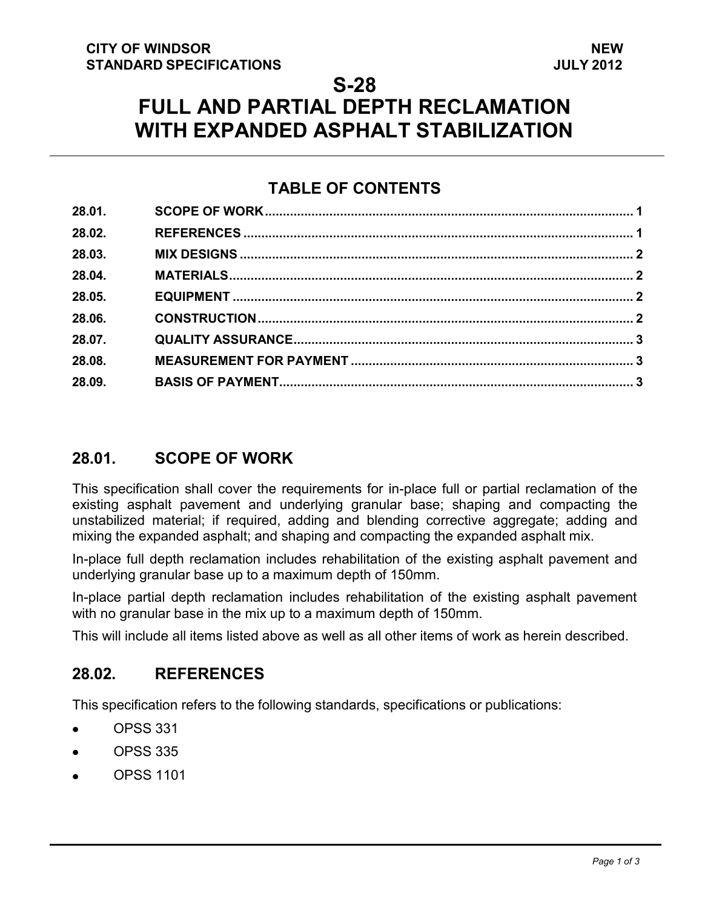**CITY OF WINDSOR**
**STANDARD SPECIFICATIONS**

**NEW**
**JULY 2012**

# S-28
# FULL AND PARTIAL DEPTH RECLAMATION WITH EXPANDED ASPHALT STABILIZATION

## TABLE OF CONTENTS

| | | |
|---|---|---|
| 28.01. | SCOPE OF WORK | 1 |
| 28.02. | REFERENCES | 1 |
| 28.03. | MIX DESIGNS | 2 |
| 28.04. | MATERIALS | 2 |
| 28.05. | EQUIPMENT | 2 |
| 28.06. | CONSTRUCTION | 2 |
| 28.07. | QUALITY ASSURANCE | 3 |
| 28.08. | MEASUREMENT FOR PAYMENT | 3 |
| 28.09. | BASIS OF PAYMENT | 3 |

## 28.01. SCOPE OF WORK

This specification shall cover the requirements for in-place full or partial reclamation of the existing asphalt pavement and underlying granular base; shaping and compacting the unstabilized material; if required, adding and blending corrective aggregate; adding and mixing the expanded asphalt; and shaping and compacting the expanded asphalt mix.

In-place full depth reclamation includes rehabilitation of the existing asphalt pavement and underlying granular base up to a maximum depth of 150mm.

In-place partial depth reclamation includes rehabilitation of the existing asphalt pavement with no granular base in the mix up to a maximum depth of 150mm.

This will include all items listed above as well as all other items of work as herein described.

## 28.02. REFERENCES

This specification refers to the following standards, specifications or publications:

- OPSS 331
- OPSS 335
- OPSS 1101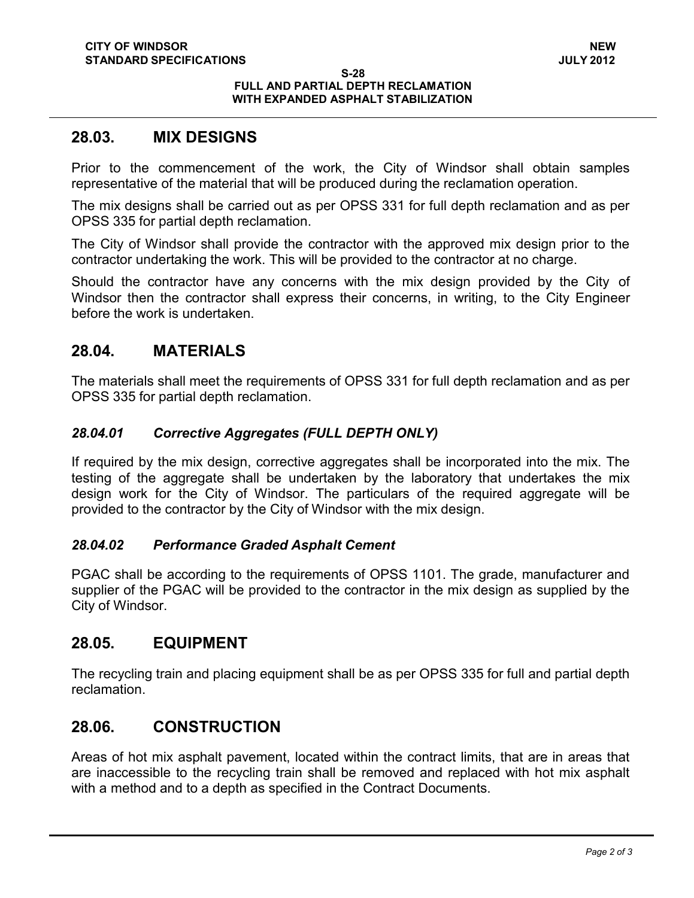## 28.03. MIX DESIGNS

Prior to the commencement of the work, the City of Windsor shall obtain samples representative of the material that will be produced during the reclamation operation.

The mix designs shall be carried out as per OPSS 331 for full depth reclamation and as per OPSS 335 for partial depth reclamation.

The City of Windsor shall provide the contractor with the approved mix design prior to the contractor undertaking the work. This will be provided to the contractor at no charge.

Should the contractor have any concerns with the mix design provided by the City of Windsor then the contractor shall express their concerns, in writing, to the City Engineer before the work is undertaken.

## 28.04. MATERIALS

The materials shall meet the requirements of OPSS 331 for full depth reclamation and as per OPSS 335 for partial depth reclamation.

### *28.04.01 Corrective Aggregates (FULL DEPTH ONLY)*

If required by the mix design, corrective aggregates shall be incorporated into the mix. The testing of the aggregate shall be undertaken by the laboratory that undertakes the mix design work for the City of Windsor. The particulars of the required aggregate will be provided to the contractor by the City of Windsor with the mix design.

### *28.04.02 Performance Graded Asphalt Cement*

PGAC shall be according to the requirements of OPSS 1101. The grade, manufacturer and supplier of the PGAC will be provided to the contractor in the mix design as supplied by the City of Windsor.

## 28.05. EQUIPMENT

The recycling train and placing equipment shall be as per OPSS 335 for full and partial depth reclamation.

## 28.06. CONSTRUCTION

Areas of hot mix asphalt pavement, located within the contract limits, that are in areas that are inaccessible to the recycling train shall be removed and replaced with hot mix asphalt with a method and to a depth as specified in the Contract Documents.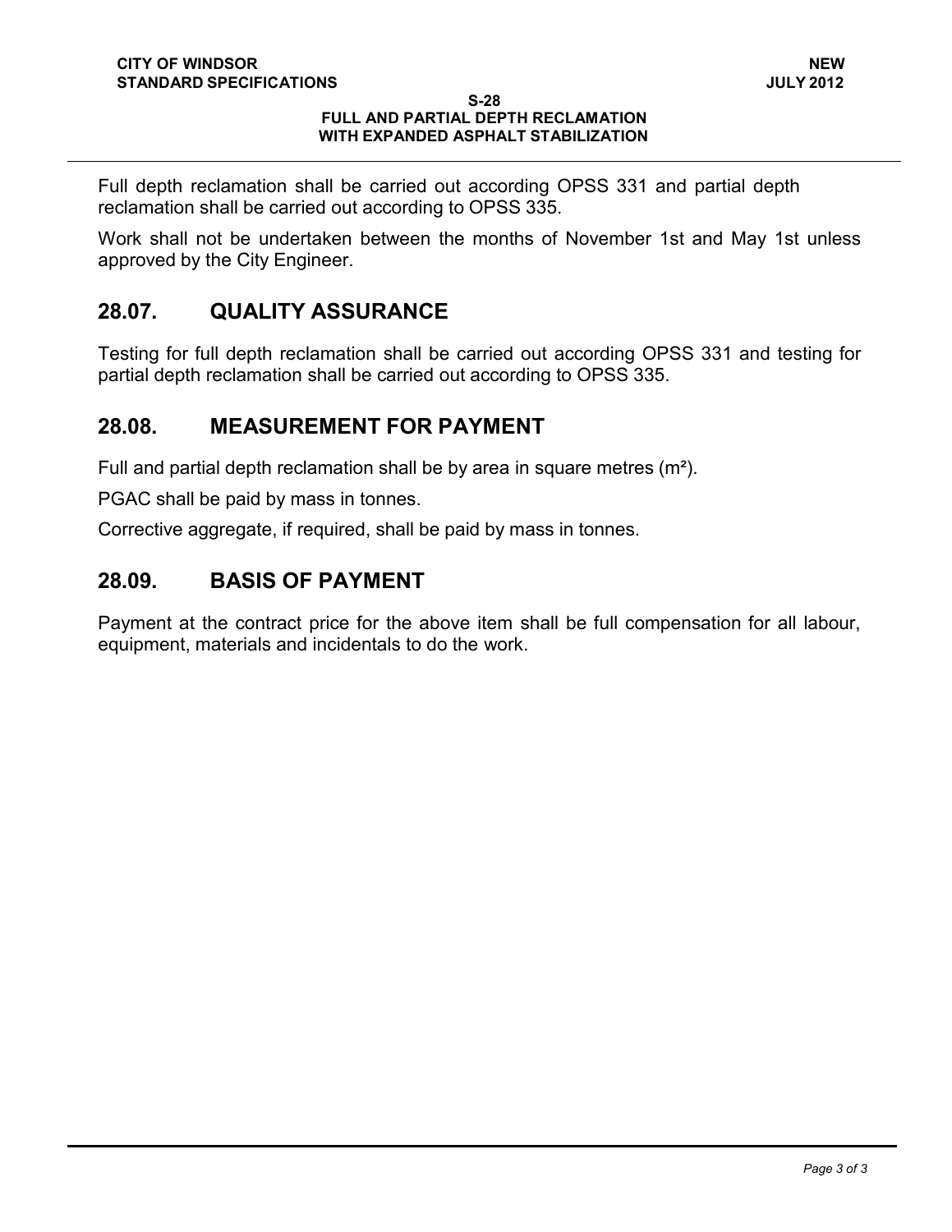Full depth reclamation shall be carried out according OPSS 331 and partial depth reclamation shall be carried out according to OPSS 335.

Work shall not be undertaken between the months of November 1st and May 1st unless approved by the City Engineer.

## 28.07. QUALITY ASSURANCE

Testing for full depth reclamation shall be carried out according OPSS 331 and testing for partial depth reclamation shall be carried out according to OPSS 335.

## 28.08. MEASUREMENT FOR PAYMENT

Full and partial depth reclamation shall be by area in square metres ($m^2$).

PGAC shall be paid by mass in tonnes.

Corrective aggregate, if required, shall be paid by mass in tonnes.

## 28.09. BASIS OF PAYMENT

Payment at the contract price for the above item shall be full compensation for all labour, equipment, materials and incidentals to do the work.